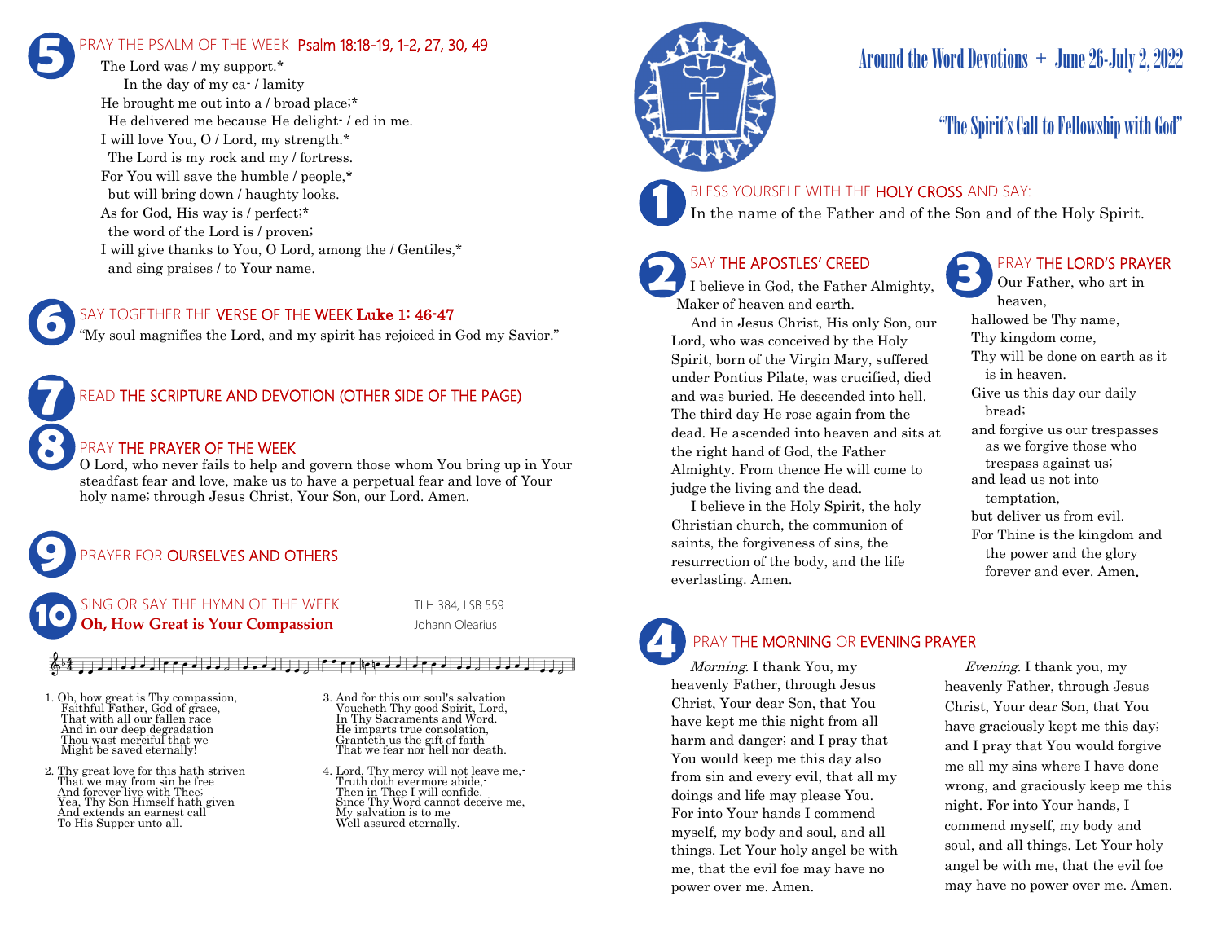# Around the Word Devotions + June 26-July 2, 2022

## "The Spirit's Call to Fellowship with God"

### 1 BLESS YOURSELF WITH THE HOLY CROSS AND SAY:

In the name of the Father and of the Son and of the Holy Spirit.

### 2 SAY THE APOSTLES' CREED

I believe in God, the Father Almighty, Maker of heaven and earth.

And in Jesus Christ, His only Son, our Lord, who was conceived by the Holy Spirit, born of the Virgin Mary, suffered under Pontius Pilate, was crucified, died and was buried. He descended into hell. The third day He rose again from the dead. He ascended into heaven and sits at the right hand of God, the Father Almighty. From thence He will come to judge the living and the dead.

I believe in the Holy Spirit, the holy Christian church, the communion of saints, the forgiveness of sins, the resurrection of the body, and the life everlasting. Amen.

### 3 PRAY THE LORD'S PRAYER

Our Father, who art in heaven,
hallowed be Thy name,
Thy kingdom come,
Thy will be done on earth as it is in heaven.
Give us this day our daily bread;
and forgive us our trespasses as we forgive those who trespass against us;
and lead us not into temptation,
but deliver us from evil.
For Thine is the kingdom and the power and the glory forever and ever. Amen.

### 4 PRAY THE MORNING OR EVENING PRAYER

*Morning.* I thank You, my heavenly Father, through Jesus Christ, Your dear Son, that You have kept me this night from all harm and danger; and I pray that You would keep me this day also from sin and every evil, that all my doings and life may please You. For into Your hands I commend myself, my body and soul, and all things. Let Your holy angel be with me, that the evil foe may have no power over me. Amen.

*Evening.* I thank you, my heavenly Father, through Jesus Christ, Your dear Son, that You have graciously kept me this day; and I pray that You would forgive me all my sins where I have done wrong, and graciously keep me this night. For into Your hands, I commend myself, my body and soul, and all things. Let Your holy angel be with me, that the evil foe may have no power over me. Amen.

### 5 PRAY THE PSALM OF THE WEEK Psalm 18:18-19, 1-2, 27, 30, 49

The Lord was / my support.*
In the day of my ca- / lamity
He brought me out into a / broad place;*
He delivered me because He delight- / ed in me.
I will love You, O / Lord, my strength.*
The Lord is my rock and my / fortress.
For You will save the humble / people,*
but will bring down / haughty looks.
As for God, His way is / perfect;*
the word of the Lord is / proven;
I will give thanks to You, O Lord, among the / Gentiles,*
and sing praises / to Your name.

### 6 SAY TOGETHER THE VERSE OF THE WEEK Luke 1: 46-47

"My soul magnifies the Lord, and my spirit has rejoiced in God my Savior."

### 7 READ THE SCRIPTURE AND DEVOTION (OTHER SIDE OF THE PAGE)

### 8 PRAY THE PRAYER OF THE WEEK

O Lord, who never fails to help and govern those whom You bring up in Your steadfast fear and love, make us to have a perpetual fear and love of Your holy name; through Jesus Christ, Your Son, our Lord. Amen.

### 9 PRAYER FOR OURSELVES AND OTHERS

### 10 SING OR SAY THE HYMN OF THE WEEK

**Oh, How Great is Your Compassion** — TLH 384, LSB 559 — Johann Olearius

1. Oh, how great is Thy compassion,
Faithful Father, God of grace,
That with all our fallen race
And in our deep degradation
Thou wast merciful that we
Might be saved eternally!

2. Thy great love for this hath striven
That we may from sin be free
And forever live with Thee;
Yea, Thy Son Himself hath given
And extends an earnest call
To His Supper unto all.

3. And for this our soul's salvation
Voucheth Thy good Spirit, Lord,
In Thy Sacraments and Word.
He imparts true consolation,
Granteth us the gift of faith
That we fear nor hell nor death.

4. Lord, Thy mercy will not leave me,-
Truth doth evermore abide,-
Then in Thee I will confide.
Since Thy Word cannot deceive me,
My salvation is to me
Well assured eternally.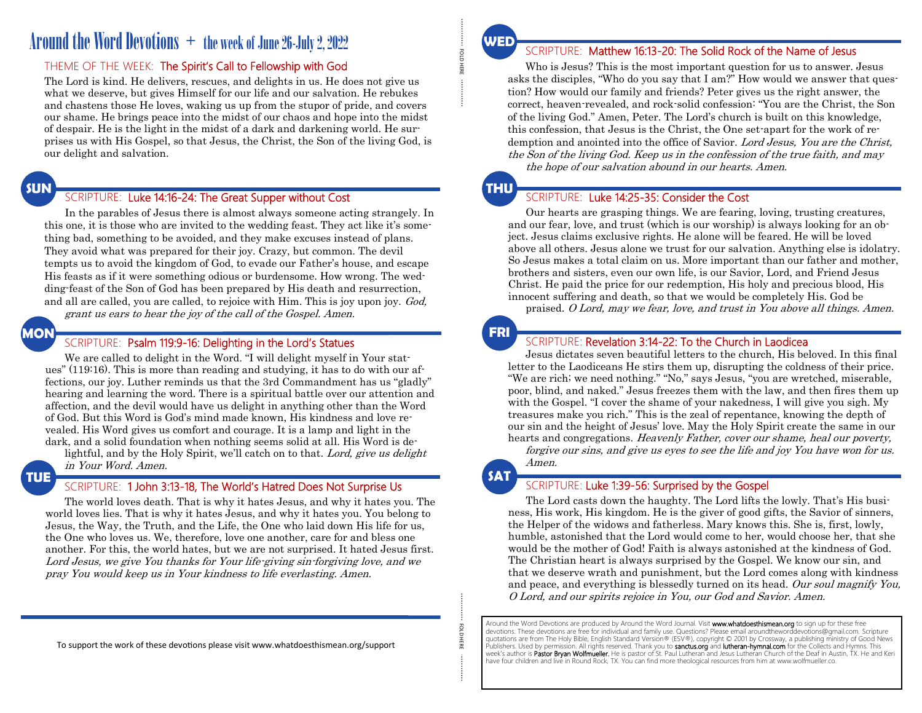# Around the Word Devotions + the week of June 26-July 2, 2022

## THEME OF THE WEEK: The Spirit's Call to Fellowship with God

The Lord is kind. He delivers, rescues, and delights in us. He does not give us what we deserve, but gives Himself for our life and our salvation. He rebukes and chastens those He loves, waking us up from the stupor of pride, and covers our shame. He brings peace into the midst of our chaos and hope into the midst of despair. He is the light in the midst of a dark and darkening world. He surprises us with His Gospel, so that Jesus, the Christ, the Son of the living God, is our delight and salvation.

## SUN

### SCRIPTURE: Luke 14:16-24: The Great Supper without Cost

In the parables of Jesus there is almost always someone acting strangely. In this one, it is those who are invited to the wedding feast. They act like it's something bad, something to be avoided, and they make excuses instead of plans. They avoid what was prepared for their joy. Crazy, but common. The devil tempts us to avoid the kingdom of God, to evade our Father's house, and escape His feasts as if it were something odious or burdensome. How wrong. The wedding-feast of the Son of God has been prepared by His death and resurrection, and all are called, you are called, to rejoice with Him. This is joy upon joy. *God, grant us ears to hear the joy of the call of the Gospel. Amen.*

## MON

### SCRIPTURE: Psalm 119:9-16: Delighting in the Lord's Statues

We are called to delight in the Word. "I will delight myself in Your statues" (119:16). This is more than reading and studying, it has to do with our affections, our joy. Luther reminds us that the 3rd Commandment has us "gladly" hearing and learning the word. There is a spiritual battle over our attention and affection, and the devil would have us delight in anything other than the Word of God. But this Word is God's mind made known, His kindness and love revealed. His Word gives us comfort and courage. It is a lamp and light in the dark, and a solid foundation when nothing seems solid at all. His Word is delightful, and by the Holy Spirit, we'll catch on to that. *Lord, give us delight in Your Word. Amen.*

## TUE

### SCRIPTURE: 1 John 3:13-18, The World's Hatred Does Not Surprise Us

The world loves death. That is why it hates Jesus, and why it hates you. The world loves lies. That is why it hates Jesus, and why it hates you. You belong to Jesus, the Way, the Truth, and the Life, the One who laid down His life for us, the One who loves us. We, therefore, love one another, care for and bless one another. For this, the world hates, but we are not surprised. It hated Jesus first. *Lord Jesus, we give You thanks for Your life-giving sin-forgiving love, and we pray You would keep us in Your kindness to life everlasting. Amen.*

To support the work of these devotions please visit www.whatdoesthismean.org/support

## WED

### SCRIPTURE: Matthew 16:13-20: The Solid Rock of the Name of Jesus

Who is Jesus? This is the most important question for us to answer. Jesus asks the disciples, "Who do you say that I am?" How would we answer that question? How would our family and friends? Peter gives us the right answer, the correct, heaven-revealed, and rock-solid confession: "You are the Christ, the Son of the living God." Amen, Peter. The Lord's church is built on this knowledge, this confession, that Jesus is the Christ, the One set-apart for the work of redemption and anointed into the office of Savior. *Lord Jesus, You are the Christ, the Son of the living God. Keep us in the confession of the true faith, and may the hope of our salvation abound in our hearts. Amen.*

## THU

### SCRIPTURE: Luke 14:25-35: Consider the Cost

Our hearts are grasping things. We are fearing, loving, trusting creatures, and our fear, love, and trust (which is our worship) is always looking for an object. Jesus claims exclusive rights. He alone will be feared. He will be loved above all others. Jesus alone we trust for our salvation. Anything else is idolatry. So Jesus makes a total claim on us. More important than our father and mother, brothers and sisters, even our own life, is our Savior, Lord, and Friend Jesus Christ. He paid the price for our redemption, His holy and precious blood, His innocent suffering and death, so that we would be completely His. God be praised. *O Lord, may we fear, love, and trust in You above all things. Amen.*

## FRI

### SCRIPTURE: Revelation 3:14-22: To the Church in Laodicea

Jesus dictates seven beautiful letters to the church, His beloved. In this final letter to the Laodiceans He stirs them up, disrupting the coldness of their price. "We are rich; we need nothing." "No," says Jesus, "you are wretched, miserable, poor, blind, and naked." Jesus freezes them with the law, and then fires them up with the Gospel. "I cover the shame of your nakedness, I will give you sigh. My treasures make you rich." This is the zeal of repentance, knowing the depth of our sin and the height of Jesus' love. May the Holy Spirit create the same in our hearts and congregations. *Heavenly Father, cover our shame, heal our poverty, forgive our sins, and give us eyes to see the life and joy You have won for us. Amen.*

## SAT

### SCRIPTURE: Luke 1:39-56: Surprised by the Gospel

The Lord casts down the haughty. The Lord lifts the lowly. That's His business, His work, His kingdom. He is the giver of good gifts, the Savior of sinners, the Helper of the widows and fatherless. Mary knows this. She is, first, lowly, humble, astonished that the Lord would come to her, would choose her, that she would be the mother of God! Faith is always astonished at the kindness of God. The Christian heart is always surprised by the Gospel. We know our sin, and that we deserve wrath and punishment, but the Lord comes along with kindness and peace, and everything is blessedly turned on its head. *Our soul magnify You, O Lord, and our spirits rejoice in You, our God and Savior. Amen.*

Around the Word Devotions are produced by Around the Word Journal. Visit **www.whatdoesthismean.org** to sign up for these free devotions. These devotions are free for individual and family use. Questions? Please email aroundtheworddevotions@gmail.com. Scripture quotations are from The Holy Bible, English Standard Version® (ESV®), copyright © 2001 by Crossway, a publishing ministry of Good News Publishers. Used by permission. All rights reserved. Thank you to **sanctus.org** and **lutheran-hymnal.com** for the Collects and Hymns. This week's author is **Pastor Bryan Wolfmueller**, He is pastor of St. Paul Lutheran and Jesus Lutheran Church of the Deaf in Austin, TX. He and Keri have four children and live in Round Rock, TX. You can find more theological resources from him at www.wolfmueller.co.